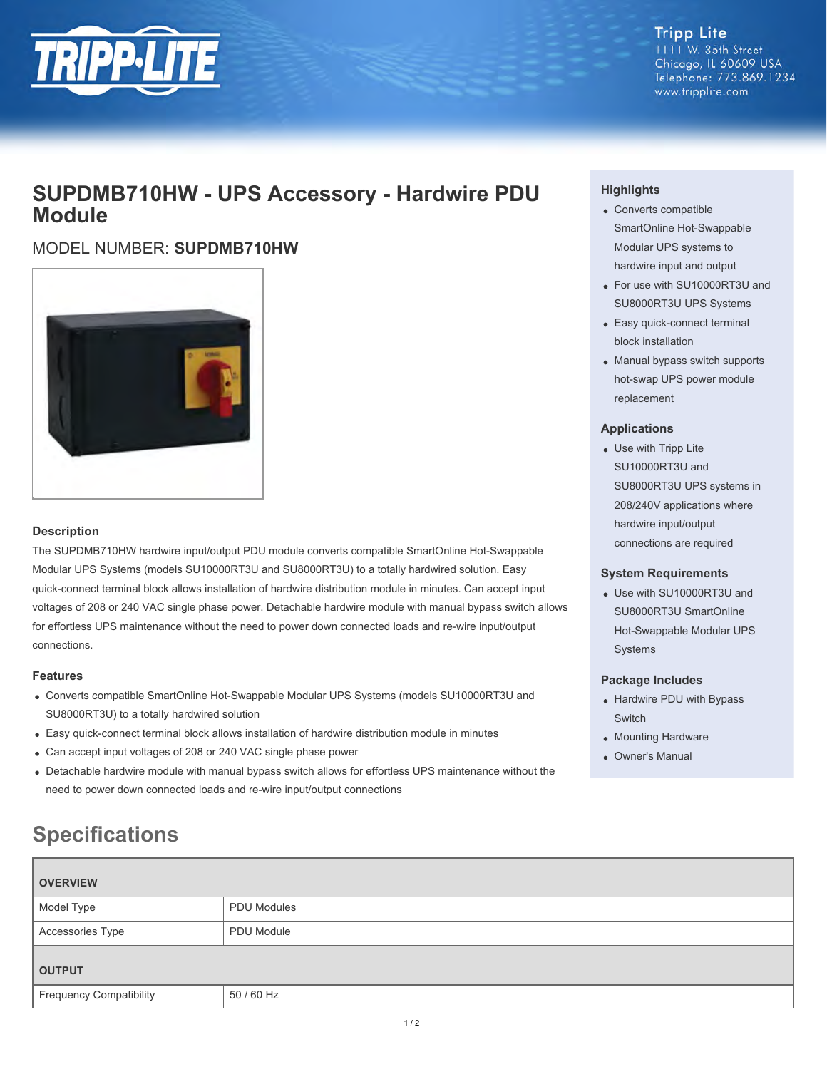Tripp Lite
1111 W. 35th Street
Chicago, IL 60609 USA
Telephone: 773.869.1234
www.tripplite.com

# SUPDMB710HW - UPS Accessory - Hardwire PDU Module

## MODEL NUMBER: **SUPDMB710HW**

### Description

The SUPDMB710HW hardwire input/output PDU module converts compatible SmartOnline Hot-Swappable Modular UPS Systems (models SU10000RT3U and SU8000RT3U) to a totally hardwired solution. Easy quick-connect terminal block allows installation of hardwire distribution module in minutes. Can accept input voltages of 208 or 240 VAC single phase power. Detachable hardwire module with manual bypass switch allows for effortless UPS maintenance without the need to power down connected loads and re-wire input/output connections.

### Features

- Converts compatible SmartOnline Hot-Swappable Modular UPS Systems (models SU10000RT3U and SU8000RT3U) to a totally hardwired solution
- Easy quick-connect terminal block allows installation of hardwire distribution module in minutes
- Can accept input voltages of 208 or 240 VAC single phase power
- Detachable hardwire module with manual bypass switch allows for effortless UPS maintenance without the need to power down connected loads and re-wire input/output connections

### Highlights

- Converts compatible SmartOnline Hot-Swappable Modular UPS systems to hardwire input and output
- For use with SU10000RT3U and SU8000RT3U UPS Systems
- Easy quick-connect terminal block installation
- Manual bypass switch supports hot-swap UPS power module replacement

### Applications

- Use with Tripp Lite SU10000RT3U and SU8000RT3U UPS systems in 208/240V applications where hardwire input/output connections are required

### System Requirements

- Use with SU10000RT3U and SU8000RT3U SmartOnline Hot-Swappable Modular UPS Systems

### Package Includes

- Hardwire PDU with Bypass Switch
- Mounting Hardware
- Owner's Manual

## Specifications

| **OVERVIEW** | |
|---|---|
| Model Type | PDU Modules |
| Accessories Type | PDU Module |
| **OUTPUT** | |
| Frequency Compatibility | 50 / 60 Hz |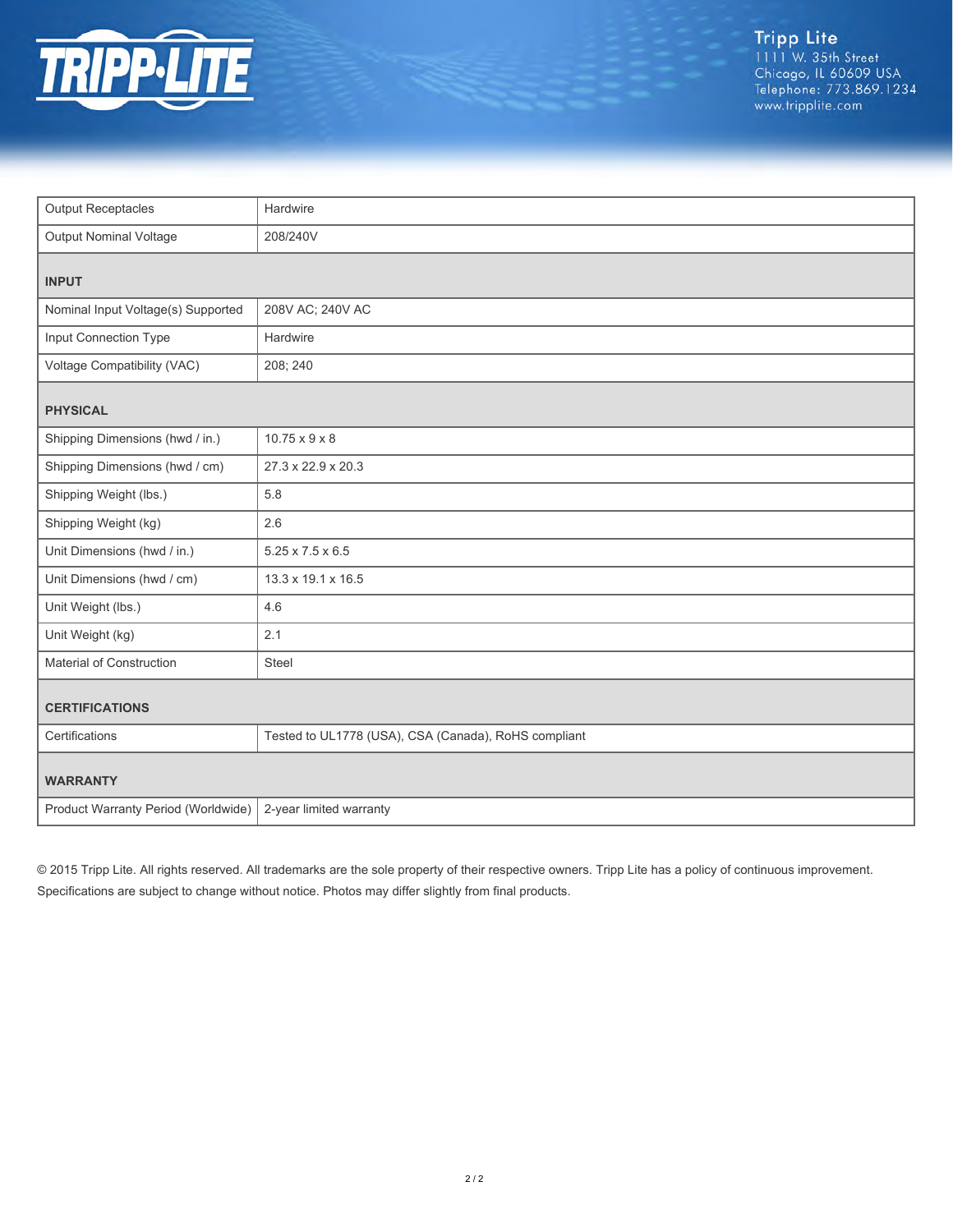| | |
|---|---|
| Output Receptacles | Hardwire |
| Output Nominal Voltage | 208/240V |
| **INPUT** | |
| Nominal Input Voltage(s) Supported | 208V AC; 240V AC |
| Input Connection Type | Hardwire |
| Voltage Compatibility (VAC) | 208; 240 |
| **PHYSICAL** | |
| Shipping Dimensions (hwd / in.) | 10.75 x 9 x 8 |
| Shipping Dimensions (hwd / cm) | 27.3 x 22.9 x 20.3 |
| Shipping Weight (lbs.) | 5.8 |
| Shipping Weight (kg) | 2.6 |
| Unit Dimensions (hwd / in.) | 5.25 x 7.5 x 6.5 |
| Unit Dimensions (hwd / cm) | 13.3 x 19.1 x 16.5 |
| Unit Weight (lbs.) | 4.6 |
| Unit Weight (kg) | 2.1 |
| Material of Construction | Steel |
| **CERTIFICATIONS** | |
| Certifications | Tested to UL1778 (USA), CSA (Canada), RoHS compliant |
| **WARRANTY** | |
| Product Warranty Period (Worldwide) | 2-year limited warranty |

© 2015 Tripp Lite. All rights reserved. All trademarks are the sole property of their respective owners. Tripp Lite has a policy of continuous improvement. Specifications are subject to change without notice. Photos may differ slightly from final products.